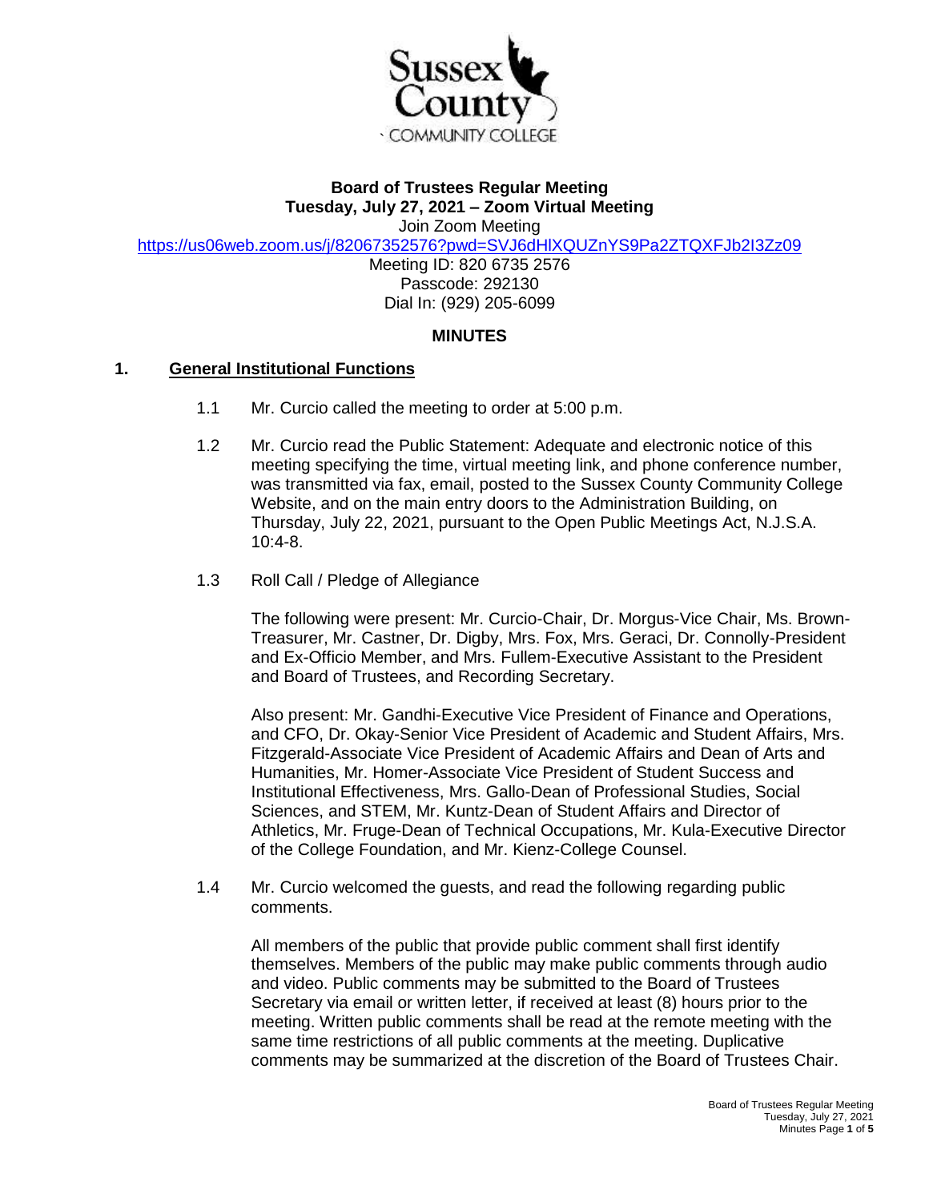**Sussex County COMMUNITY COLLEGE**

# Board of Trustees Regular Meeting
## Tuesday, July 27, 2021 – Zoom Virtual Meeting

Join Zoom Meeting
https://us06web.zoom.us/j/82067352576?pwd=SVJ6dHlXQUZnYS9Pa2ZTQXFJb2I3Zz09
Meeting ID: 820 6735 2576
Passcode: 292130
Dial In: (929) 205-6099

## MINUTES

### 1. General Institutional Functions

1.1 Mr. Curcio called the meeting to order at 5:00 p.m.

1.2 Mr. Curcio read the Public Statement: Adequate and electronic notice of this meeting specifying the time, virtual meeting link, and phone conference number, was transmitted via fax, email, posted to the Sussex County Community College Website, and on the main entry doors to the Administration Building, on Thursday, July 22, 2021, pursuant to the Open Public Meetings Act, N.J.S.A. 10:4-8.

1.3 Roll Call / Pledge of Allegiance

The following were present: Mr. Curcio-Chair, Dr. Morgus-Vice Chair, Ms. Brown-Treasurer, Mr. Castner, Dr. Digby, Mrs. Fox, Mrs. Geraci, Dr. Connolly-President and Ex-Officio Member, and Mrs. Fullem-Executive Assistant to the President and Board of Trustees, and Recording Secretary.

Also present: Mr. Gandhi-Executive Vice President of Finance and Operations, and CFO, Dr. Okay-Senior Vice President of Academic and Student Affairs, Mrs. Fitzgerald-Associate Vice President of Academic Affairs and Dean of Arts and Humanities, Mr. Homer-Associate Vice President of Student Success and Institutional Effectiveness, Mrs. Gallo-Dean of Professional Studies, Social Sciences, and STEM, Mr. Kuntz-Dean of Student Affairs and Director of Athletics, Mr. Fruge-Dean of Technical Occupations, Mr. Kula-Executive Director of the College Foundation, and Mr. Kienz-College Counsel.

1.4 Mr. Curcio welcomed the guests, and read the following regarding public comments.

All members of the public that provide public comment shall first identify themselves. Members of the public may make public comments through audio and video. Public comments may be submitted to the Board of Trustees Secretary via email or written letter, if received at least (8) hours prior to the meeting. Written public comments shall be read at the remote meeting with the same time restrictions of all public comments at the meeting. Duplicative comments may be summarized at the discretion of the Board of Trustees Chair.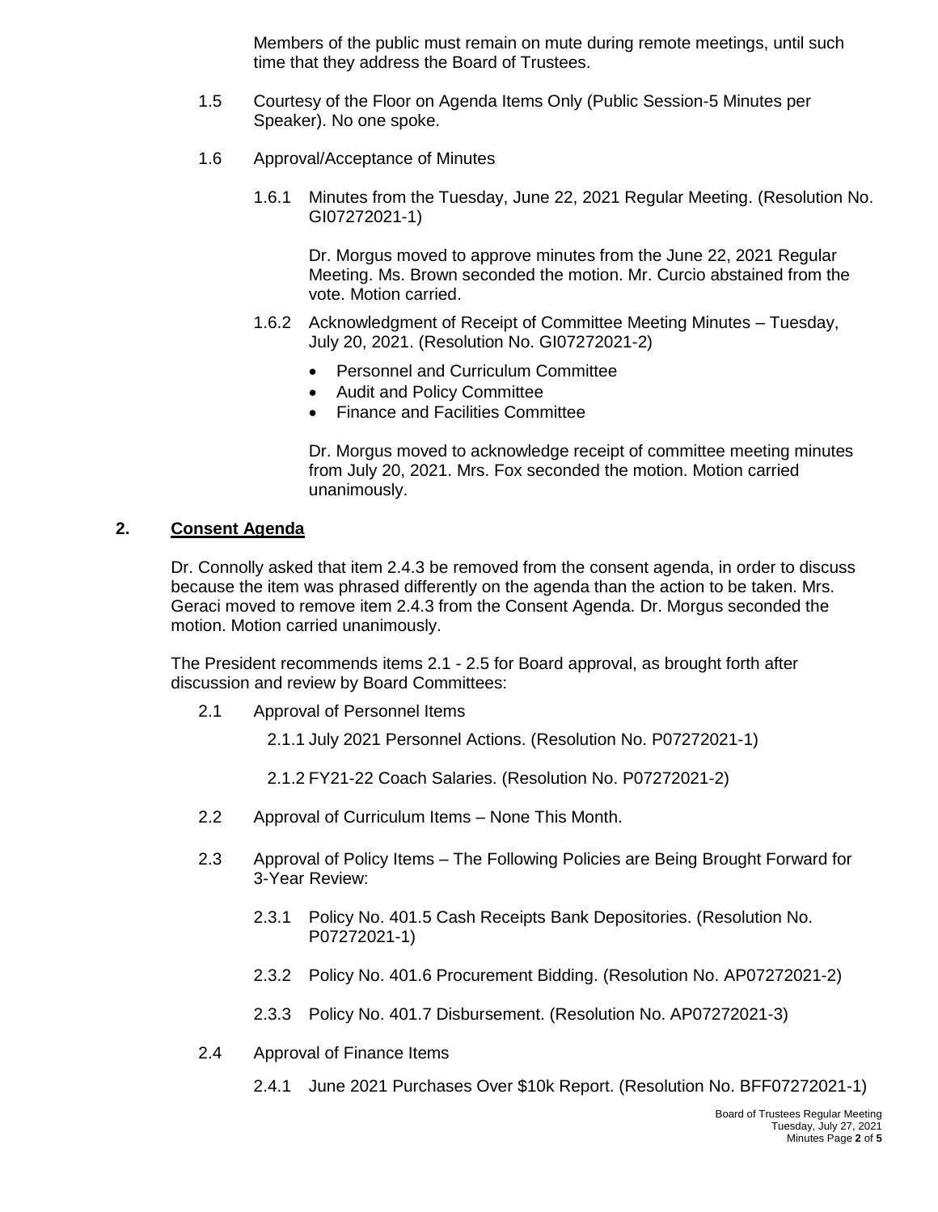Members of the public must remain on mute during remote meetings, until such time that they address the Board of Trustees.

1.5 Courtesy of the Floor on Agenda Items Only (Public Session-5 Minutes per Speaker). No one spoke.

1.6 Approval/Acceptance of Minutes

1.6.1 Minutes from the Tuesday, June 22, 2021 Regular Meeting. (Resolution No. GI07272021-1)

Dr. Morgus moved to approve minutes from the June 22, 2021 Regular Meeting. Ms. Brown seconded the motion. Mr. Curcio abstained from the vote. Motion carried.

1.6.2 Acknowledgment of Receipt of Committee Meeting Minutes – Tuesday, July 20, 2021. (Resolution No. GI07272021-2)

- Personnel and Curriculum Committee
- Audit and Policy Committee
- Finance and Facilities Committee

Dr. Morgus moved to acknowledge receipt of committee meeting minutes from July 20, 2021. Mrs. Fox seconded the motion. Motion carried unanimously.

## 2. Consent Agenda

Dr. Connolly asked that item 2.4.3 be removed from the consent agenda, in order to discuss because the item was phrased differently on the agenda than the action to be taken. Mrs. Geraci moved to remove item 2.4.3 from the Consent Agenda. Dr. Morgus seconded the motion. Motion carried unanimously.

The President recommends items 2.1 - 2.5 for Board approval, as brought forth after discussion and review by Board Committees:

2.1 Approval of Personnel Items

2.1.1 July 2021 Personnel Actions. (Resolution No. P07272021-1)

2.1.2 FY21-22 Coach Salaries. (Resolution No. P07272021-2)

2.2 Approval of Curriculum Items – None This Month.

2.3 Approval of Policy Items – The Following Policies are Being Brought Forward for 3-Year Review:

2.3.1 Policy No. 401.5 Cash Receipts Bank Depositories. (Resolution No. P07272021-1)

2.3.2 Policy No. 401.6 Procurement Bidding. (Resolution No. AP07272021-2)

2.3.3 Policy No. 401.7 Disbursement. (Resolution No. AP07272021-3)

2.4 Approval of Finance Items

2.4.1 June 2021 Purchases Over $10k Report. (Resolution No. BFF07272021-1)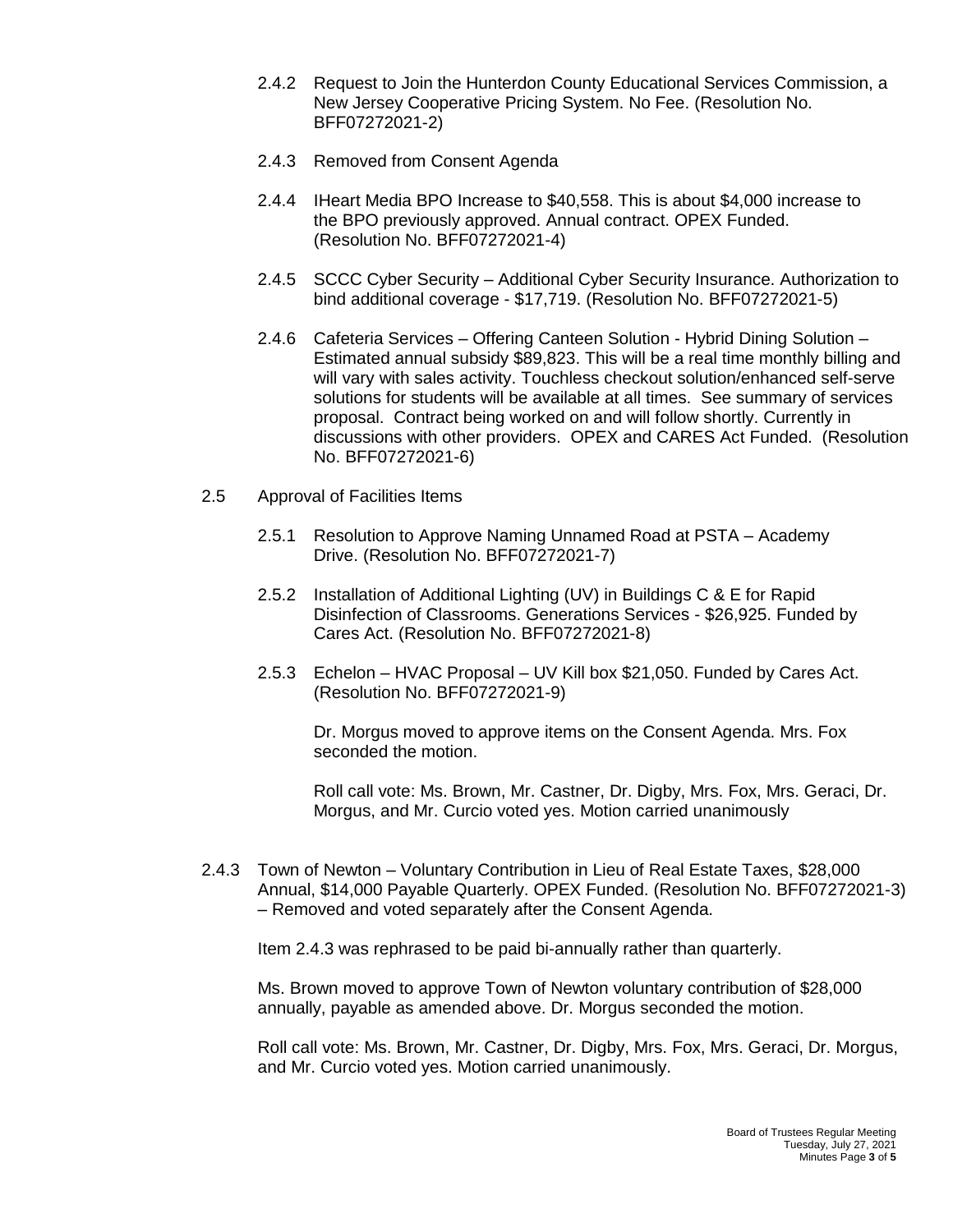2.4.2 Request to Join the Hunterdon County Educational Services Commission, a New Jersey Cooperative Pricing System. No Fee. (Resolution No. BFF07272021-2)

2.4.3 Removed from Consent Agenda

2.4.4 IHeart Media BPO Increase to $40,558. This is about $4,000 increase to the BPO previously approved. Annual contract. OPEX Funded. (Resolution No. BFF07272021-4)

2.4.5 SCCC Cyber Security – Additional Cyber Security Insurance. Authorization to bind additional coverage - $17,719. (Resolution No. BFF07272021-5)

2.4.6 Cafeteria Services – Offering Canteen Solution - Hybrid Dining Solution – Estimated annual subsidy $89,823. This will be a real time monthly billing and will vary with sales activity. Touchless checkout solution/enhanced self-serve solutions for students will be available at all times. See summary of services proposal. Contract being worked on and will follow shortly. Currently in discussions with other providers. OPEX and CARES Act Funded. (Resolution No. BFF07272021-6)

2.5 Approval of Facilities Items

2.5.1 Resolution to Approve Naming Unnamed Road at PSTA – Academy Drive. (Resolution No. BFF07272021-7)

2.5.2 Installation of Additional Lighting (UV) in Buildings C & E for Rapid Disinfection of Classrooms. Generations Services - $26,925. Funded by Cares Act. (Resolution No. BFF07272021-8)

2.5.3 Echelon – HVAC Proposal – UV Kill box $21,050. Funded by Cares Act. (Resolution No. BFF07272021-9)

Dr. Morgus moved to approve items on the Consent Agenda. Mrs. Fox seconded the motion.

Roll call vote: Ms. Brown, Mr. Castner, Dr. Digby, Mrs. Fox, Mrs. Geraci, Dr. Morgus, and Mr. Curcio voted yes. Motion carried unanimously

2.4.3 Town of Newton – Voluntary Contribution in Lieu of Real Estate Taxes, $28,000 Annual, $14,000 Payable Quarterly. OPEX Funded. (Resolution No. BFF07272021-3) – Removed and voted separately after the Consent Agenda.

Item 2.4.3 was rephrased to be paid bi-annually rather than quarterly.

Ms. Brown moved to approve Town of Newton voluntary contribution of $28,000 annually, payable as amended above. Dr. Morgus seconded the motion.

Roll call vote: Ms. Brown, Mr. Castner, Dr. Digby, Mrs. Fox, Mrs. Geraci, Dr. Morgus, and Mr. Curcio voted yes. Motion carried unanimously.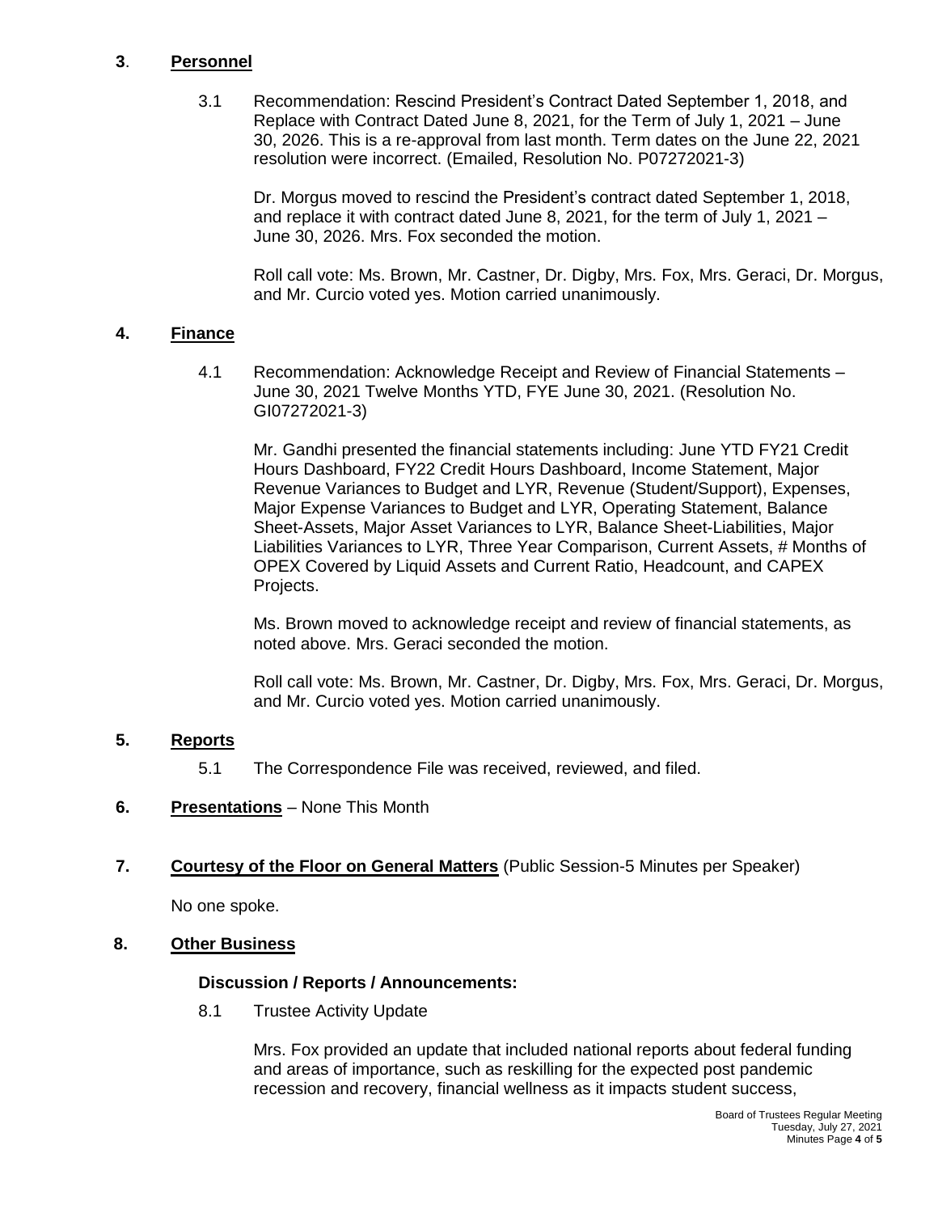## 3. **Personnel**

3.1 Recommendation: Rescind President's Contract Dated September 1, 2018, and Replace with Contract Dated June 8, 2021, for the Term of July 1, 2021 – June 30, 2026. This is a re-approval from last month. Term dates on the June 22, 2021 resolution were incorrect. (Emailed, Resolution No. P07272021-3)

Dr. Morgus moved to rescind the President's contract dated September 1, 2018, and replace it with contract dated June 8, 2021, for the term of July 1, 2021 – June 30, 2026. Mrs. Fox seconded the motion.

Roll call vote: Ms. Brown, Mr. Castner, Dr. Digby, Mrs. Fox, Mrs. Geraci, Dr. Morgus, and Mr. Curcio voted yes. Motion carried unanimously.

## 4. **Finance**

4.1 Recommendation: Acknowledge Receipt and Review of Financial Statements – June 30, 2021 Twelve Months YTD, FYE June 30, 2021. (Resolution No. GI07272021-3)

Mr. Gandhi presented the financial statements including: June YTD FY21 Credit Hours Dashboard, FY22 Credit Hours Dashboard, Income Statement, Major Revenue Variances to Budget and LYR, Revenue (Student/Support), Expenses, Major Expense Variances to Budget and LYR, Operating Statement, Balance Sheet-Assets, Major Asset Variances to LYR, Balance Sheet-Liabilities, Major Liabilities Variances to LYR, Three Year Comparison, Current Assets, # Months of OPEX Covered by Liquid Assets and Current Ratio, Headcount, and CAPEX Projects.

Ms. Brown moved to acknowledge receipt and review of financial statements, as noted above. Mrs. Geraci seconded the motion.

Roll call vote: Ms. Brown, Mr. Castner, Dr. Digby, Mrs. Fox, Mrs. Geraci, Dr. Morgus, and Mr. Curcio voted yes. Motion carried unanimously.

## 5. **Reports**

5.1 The Correspondence File was received, reviewed, and filed.

## 6. **Presentations** – None This Month

## 7. **Courtesy of the Floor on General Matters** (Public Session-5 Minutes per Speaker)

No one spoke.

## 8. **Other Business**

### Discussion / Reports / Announcements:

8.1 Trustee Activity Update

Mrs. Fox provided an update that included national reports about federal funding and areas of importance, such as reskilling for the expected post pandemic recession and recovery, financial wellness as it impacts student success,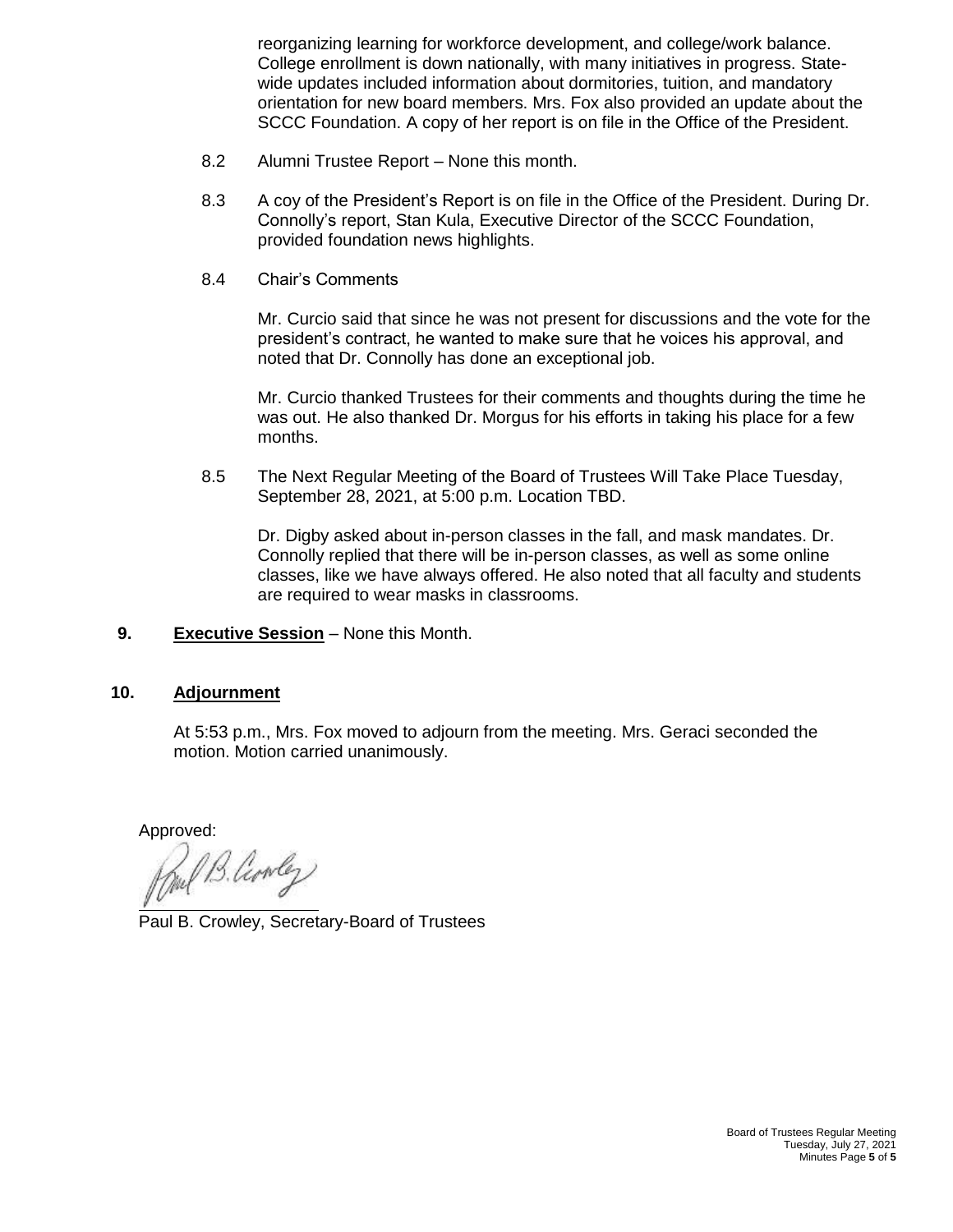reorganizing learning for workforce development, and college/work balance. College enrollment is down nationally, with many initiatives in progress. State-wide updates included information about dormitories, tuition, and mandatory orientation for new board members. Mrs. Fox also provided an update about the SCCC Foundation. A copy of her report is on file in the Office of the President.

8.2 Alumni Trustee Report – None this month.

8.3 A coy of the President's Report is on file in the Office of the President. During Dr. Connolly's report, Stan Kula, Executive Director of the SCCC Foundation, provided foundation news highlights.

8.4 Chair's Comments

Mr. Curcio said that since he was not present for discussions and the vote for the president's contract, he wanted to make sure that he voices his approval, and noted that Dr. Connolly has done an exceptional job.

Mr. Curcio thanked Trustees for their comments and thoughts during the time he was out. He also thanked Dr. Morgus for his efforts in taking his place for a few months.

8.5 The Next Regular Meeting of the Board of Trustees Will Take Place Tuesday, September 28, 2021, at 5:00 p.m. Location TBD.

Dr. Digby asked about in-person classes in the fall, and mask mandates. Dr. Connolly replied that there will be in-person classes, as well as some online classes, like we have always offered. He also noted that all faculty and students are required to wear masks in classrooms.

**9. Executive Session** – None this Month.

**10. Adjournment**

At 5:53 p.m., Mrs. Fox moved to adjourn from the meeting. Mrs. Geraci seconded the motion. Motion carried unanimously.

Approved:

Paul B. Crowley, Secretary-Board of Trustees